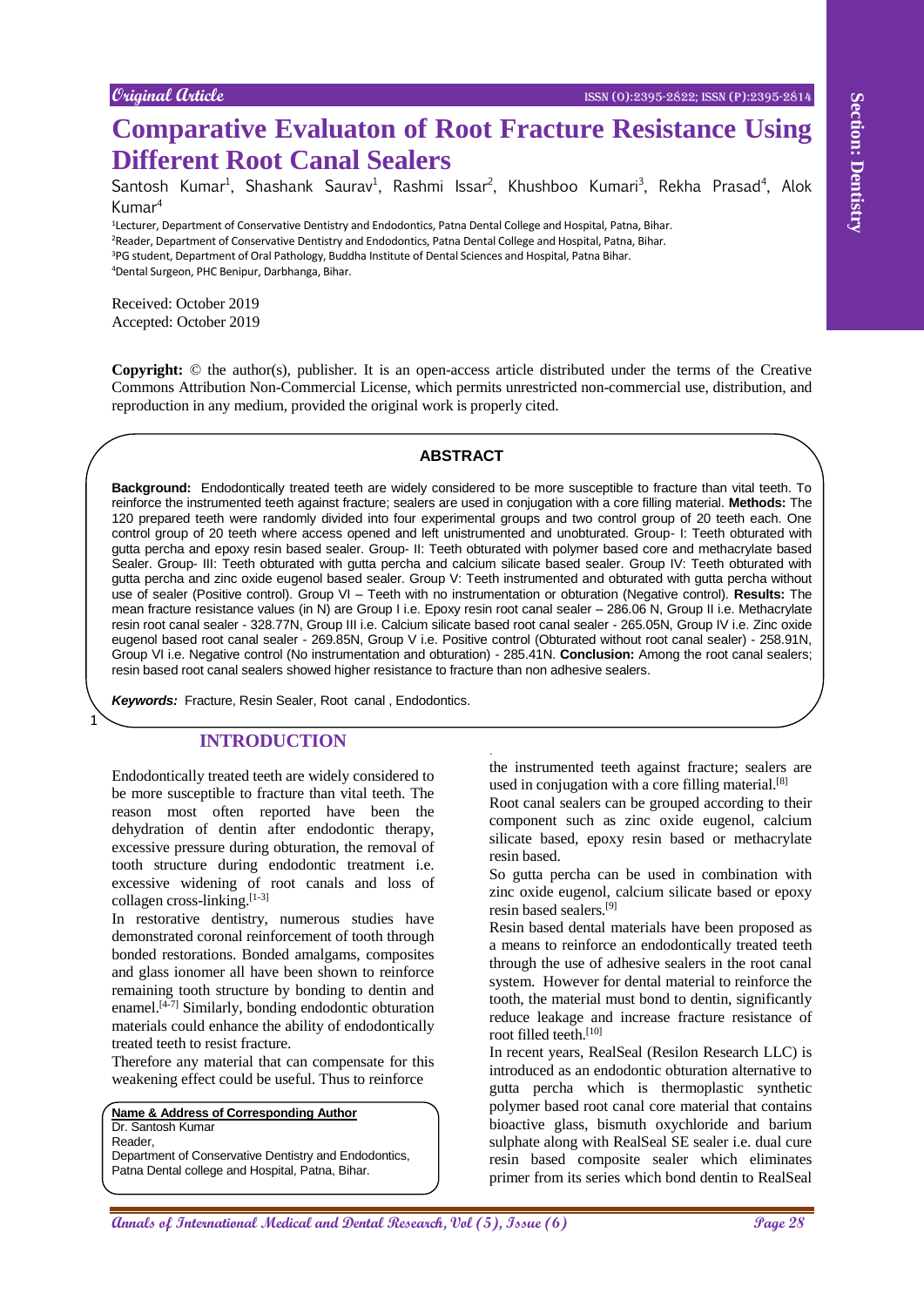Original Article

# Comparative Evaluaton of Root Fracture Resistance Using Different Root Canal Sealers

Santosh Kumar[1], Shashank Saurav[1], Rashmi Issar[2], Khushboo Kumari[3], Rekha Prasad[4], Alok Kumar[4]

[1]Lecturer, Department of Conservative Dentistry and Endodontics, Patna Dental College and Hospital, Patna, Bihar.
[2]Reader, Department of Conservative Dentistry and Endodontics, Patna Dental College and Hospital, Patna, Bihar.
[3]PG student, Department of Oral Pathology, Buddha Institute of Dental Sciences and Hospital, Patna Bihar.
[4]Dental Surgeon, PHC Benipur, Darbhanga, Bihar.

Received: October 2019
Accepted: October 2019

**Copyright:** © the author(s), publisher. It is an open-access article distributed under the terms of the Creative Commons Attribution Non-Commercial License, which permits unrestricted non-commercial use, distribution, and reproduction in any medium, provided the original work is properly cited.

## ABSTRACT

**Background:** Endodontically treated teeth are widely considered to be more susceptible to fracture than vital teeth. To reinforce the instrumented teeth against fracture; sealers are used in conjugation with a core filling material. **Methods:** The 120 prepared teeth were randomly divided into four experimental groups and two control group of 20 teeth each. One control group of 20 teeth where access opened and left unistrumented and unobturated. Group- I: Teeth obturated with gutta percha and epoxy resin based sealer. Group- II: Teeth obturated with polymer based core and methacrylate based Sealer. Group- III: Teeth obturated with gutta percha and calcium silicate based sealer. Group IV: Teeth obturated with gutta percha and zinc oxide eugenol based sealer. Group V: Teeth instrumented and obturated with gutta percha without use of sealer (Positive control). Group VI – Teeth with no instrumentation or obturation (Negative control). **Results:** The mean fracture resistance values (in N) are Group I i.e. Epoxy resin root canal sealer – 286.06 N, Group II i.e. Methacrylate resin root canal sealer - 328.77N, Group III i.e. Calcium silicate based root canal sealer - 265.05N, Group IV i.e. Zinc oxide eugenol based root canal sealer - 269.85N, Group V i.e. Positive control (Obturated without root canal sealer) - 258.91N, Group VI i.e. Negative control (No instrumentation and obturation) - 285.41N. **Conclusion:** Among the root canal sealers; resin based root canal sealers showed higher resistance to fracture than non adhesive sealers.

***Keywords:*** Fracture, Resin Sealer, Root canal , Endodontics.

## INTRODUCTION

Endodontically treated teeth are widely considered to be more susceptible to fracture than vital teeth. The reason most often reported have been the dehydration of dentin after endodontic therapy, excessive pressure during obturation, the removal of tooth structure during endodontic treatment i.e. excessive widening of root canals and loss of collagen cross-linking.[1-3]

In restorative dentistry, numerous studies have demonstrated coronal reinforcement of tooth through bonded restorations. Bonded amalgams, composites and glass ionomer all have been shown to reinforce remaining tooth structure by bonding to dentin and enamel.[4-7] Similarly, bonding endodontic obturation materials could enhance the ability of endodontically treated teeth to resist fracture.

Therefore any material that can compensate for this weakening effect could be useful. Thus to reinforce the instrumented teeth against fracture; sealers are used in conjugation with a core filling material.[8]

Root canal sealers can be grouped according to their component such as zinc oxide eugenol, calcium silicate based, epoxy resin based or methacrylate resin based.

So gutta percha can be used in combination with zinc oxide eugenol, calcium silicate based or epoxy resin based sealers.[9]

Resin based dental materials have been proposed as a means to reinforce an endodontically treated teeth through the use of adhesive sealers in the root canal system. However for dental material to reinforce the tooth, the material must bond to dentin, significantly reduce leakage and increase fracture resistance of root filled teeth.[10]

In recent years, RealSeal (Resilon Research LLC) is introduced as an endodontic obturation alternative to gutta percha which is thermoplastic synthetic polymer based root canal core material that contains bioactive glass, bismuth oxychloride and barium sulphate along with RealSeal SE sealer i.e. dual cure resin based composite sealer which eliminates primer from its series which bond dentin to RealSeal

**Name & Address of Corresponding Author**
Dr. Santosh Kumar
Reader,
Department of Conservative Dentistry and Endodontics,
Patna Dental college and Hospital, Patna, Bihar.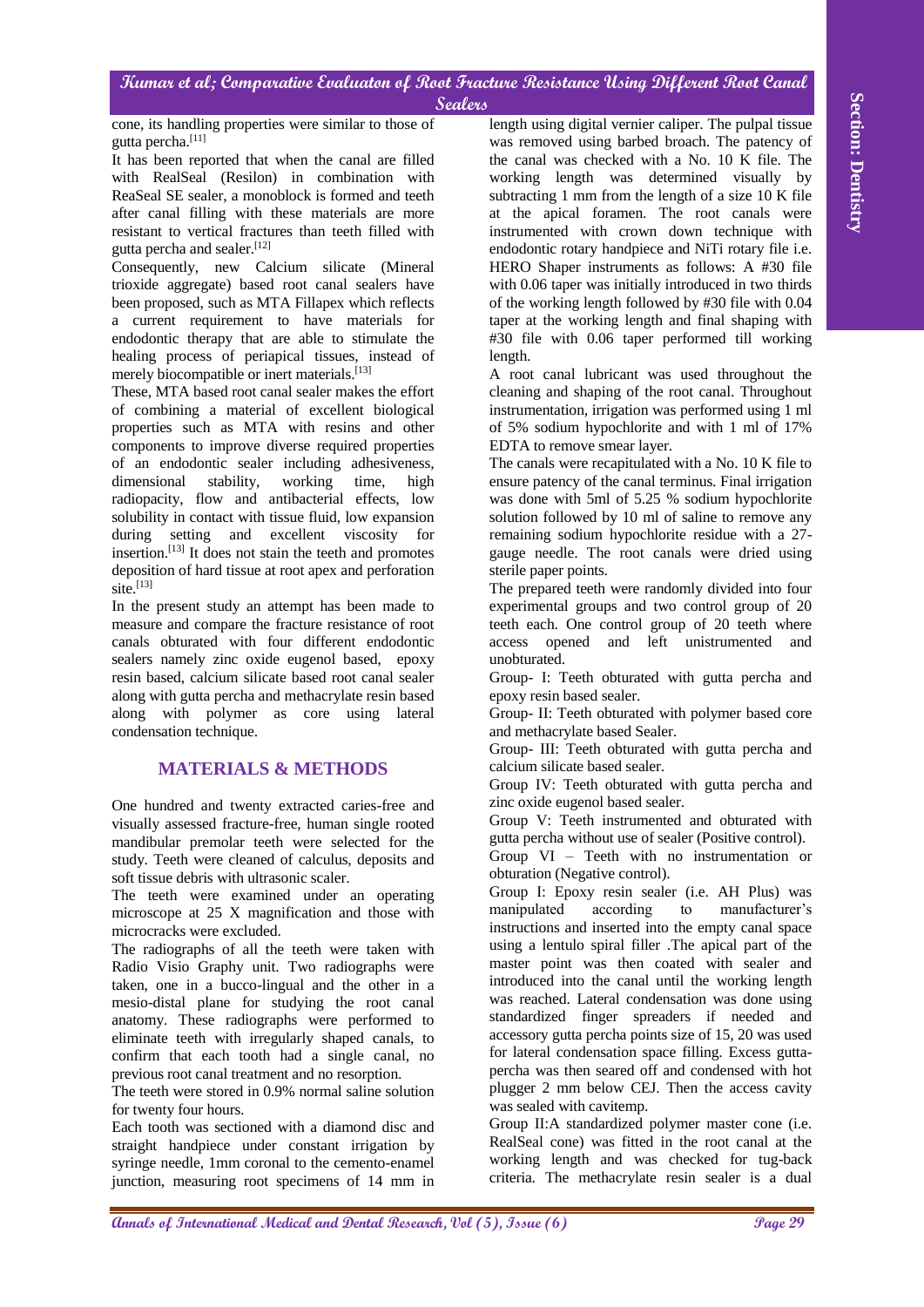cone, its handling properties were similar to those of gutta percha.[11]

It has been reported that when the canal are filled with RealSeal (Resilon) in combination with ReaSeal SE sealer, a monoblock is formed and teeth after canal filling with these materials are more resistant to vertical fractures than teeth filled with gutta percha and sealer.[12]

Consequently, new Calcium silicate (Mineral trioxide aggregate) based root canal sealers have been proposed, such as MTA Fillapex which reflects a current requirement to have materials for endodontic therapy that are able to stimulate the healing process of periapical tissues, instead of merely biocompatible or inert materials.[13]

These, MTA based root canal sealer makes the effort of combining a material of excellent biological properties such as MTA with resins and other components to improve diverse required properties of an endodontic sealer including adhesiveness, dimensional stability, working time, high radiopacity, flow and antibacterial effects, low solubility in contact with tissue fluid, low expansion during setting and excellent viscosity for insertion.[13] It does not stain the teeth and promotes deposition of hard tissue at root apex and perforation site.[13]

In the present study an attempt has been made to measure and compare the fracture resistance of root canals obturated with four different endodontic sealers namely zinc oxide eugenol based, epoxy resin based, calcium silicate based root canal sealer along with gutta percha and methacrylate resin based along with polymer as core using lateral condensation technique.

## MATERIALS & METHODS

One hundred and twenty extracted caries-free and visually assessed fracture-free, human single rooted mandibular premolar teeth were selected for the study. Teeth were cleaned of calculus, deposits and soft tissue debris with ultrasonic scaler.

The teeth were examined under an operating microscope at 25 X magnification and those with microcracks were excluded.

The radiographs of all the teeth were taken with Radio Visio Graphy unit. Two radiographs were taken, one in a bucco-lingual and the other in a mesio-distal plane for studying the root canal anatomy. These radiographs were performed to eliminate teeth with irregularly shaped canals, to confirm that each tooth had a single canal, no previous root canal treatment and no resorption.

The teeth were stored in 0.9% normal saline solution for twenty four hours.

Each tooth was sectioned with a diamond disc and straight handpiece under constant irrigation by syringe needle, 1mm coronal to the cemento-enamel junction, measuring root specimens of 14 mm in length using digital vernier caliper. The pulpal tissue was removed using barbed broach. The patency of the canal was checked with a No. 10 K file. The working length was determined visually by subtracting 1 mm from the length of a size 10 K file at the apical foramen. The root canals were instrumented with crown down technique with endodontic rotary handpiece and NiTi rotary file i.e. HERO Shaper instruments as follows: A #30 file with 0.06 taper was initially introduced in two thirds of the working length followed by #30 file with 0.04 taper at the working length and final shaping with #30 file with 0.06 taper performed till working length.

A root canal lubricant was used throughout the cleaning and shaping of the root canal. Throughout instrumentation, irrigation was performed using 1 ml of 5% sodium hypochlorite and with 1 ml of 17% EDTA to remove smear layer.

The canals were recapitulated with a No. 10 K file to ensure patency of the canal terminus. Final irrigation was done with 5ml of 5.25 % sodium hypochlorite solution followed by 10 ml of saline to remove any remaining sodium hypochlorite residue with a 27-gauge needle. The root canals were dried using sterile paper points.

The prepared teeth were randomly divided into four experimental groups and two control group of 20 teeth each. One control group of 20 teeth where access opened and left unistrumented and unobturated.

Group- I: Teeth obturated with gutta percha and epoxy resin based sealer.

Group- II: Teeth obturated with polymer based core and methacrylate based Sealer.

Group- III: Teeth obturated with gutta percha and calcium silicate based sealer.

Group IV: Teeth obturated with gutta percha and zinc oxide eugenol based sealer.

Group V: Teeth instrumented and obturated with gutta percha without use of sealer (Positive control).

Group VI – Teeth with no instrumentation or obturation (Negative control).

Group I: Epoxy resin sealer (i.e. AH Plus) was manipulated according to manufacturer's instructions and inserted into the empty canal space using a lentulo spiral filler .The apical part of the master point was then coated with sealer and introduced into the canal until the working length was reached. Lateral condensation was done using standardized finger spreaders if needed and accessory gutta percha points size of 15, 20 was used for lateral condensation space filling. Excess gutta-percha was then seared off and condensed with hot plugger 2 mm below CEJ. Then the access cavity was sealed with cavitemp.

Group II:A standardized polymer master cone (i.e. RealSeal cone) was fitted in the root canal at the working length and was checked for tug-back criteria. The methacrylate resin sealer is a dual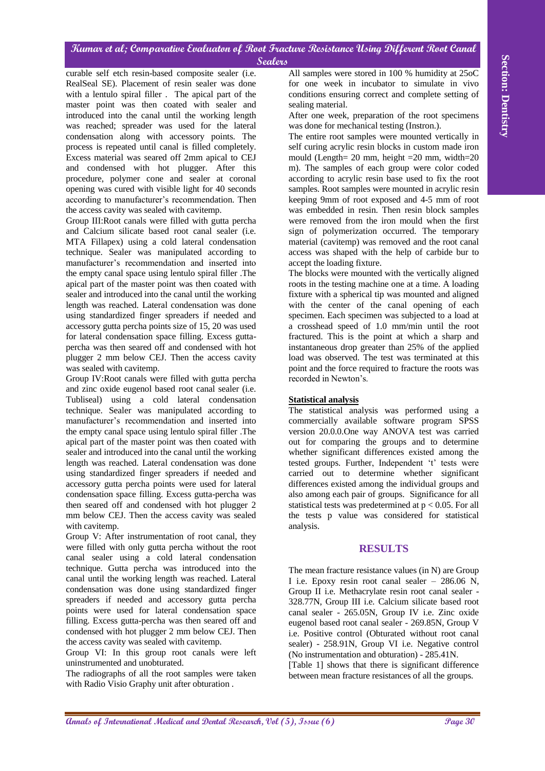curable self etch resin-based composite sealer (i.e. RealSeal SE). Placement of resin sealer was done with a lentulo spiral filler . The apical part of the master point was then coated with sealer and introduced into the canal until the working length was reached; spreader was used for the lateral condensation along with accessory points. The process is repeated until canal is filled completely. Excess material was seared off 2mm apical to CEJ and condensed with hot plugger. After this procedure, polymer cone and sealer at coronal opening was cured with visible light for 40 seconds according to manufacturer's recommendation. Then the access cavity was sealed with cavitemp.

Group III:Root canals were filled with gutta percha and Calcium silicate based root canal sealer (i.e. MTA Fillapex) using a cold lateral condensation technique. Sealer was manipulated according to manufacturer's recommendation and inserted into the empty canal space using lentulo spiral filler .The apical part of the master point was then coated with sealer and introduced into the canal until the working length was reached. Lateral condensation was done using standardized finger spreaders if needed and accessory gutta percha points size of 15, 20 was used for lateral condensation space filling. Excess gutta-percha was then seared off and condensed with hot plugger 2 mm below CEJ. Then the access cavity was sealed with cavitemp.

Group IV:Root canals were filled with gutta percha and zinc oxide eugenol based root canal sealer (i.e. Tubliseal) using a cold lateral condensation technique. Sealer was manipulated according to manufacturer's recommendation and inserted into the empty canal space using lentulo spiral filler .The apical part of the master point was then coated with sealer and introduced into the canal until the working length was reached. Lateral condensation was done using standardized finger spreaders if needed and accessory gutta percha points were used for lateral condensation space filling. Excess gutta-percha was then seared off and condensed with hot plugger 2 mm below CEJ. Then the access cavity was sealed with cavitemp.

Group V: After instrumentation of root canal, they were filled with only gutta percha without the root canal sealer using a cold lateral condensation technique. Gutta percha was introduced into the canal until the working length was reached. Lateral condensation was done using standardized finger spreaders if needed and accessory gutta percha points were used for lateral condensation space filling. Excess gutta-percha was then seared off and condensed with hot plugger 2 mm below CEJ. Then the access cavity was sealed with cavitemp.

Group VI: In this group root canals were left uninstrumented and unobturated.

The radiographs of all the root samples were taken with Radio Visio Graphy unit after obturation .

All samples were stored in 100 % humidity at 25oC for one week in incubator to simulate in vivo conditions ensuring correct and complete setting of sealing material.

After one week, preparation of the root specimens was done for mechanical testing (Instron.).

The entire root samples were mounted vertically in self curing acrylic resin blocks in custom made iron mould (Length= 20 mm, height =20 mm, width=20 m). The samples of each group were color coded according to acrylic resin base used to fix the root samples. Root samples were mounted in acrylic resin keeping 9mm of root exposed and 4-5 mm of root was embedded in resin. Then resin block samples were removed from the iron mould when the first sign of polymerization occurred. The temporary material (cavitemp) was removed and the root canal access was shaped with the help of carbide bur to accept the loading fixture.

The blocks were mounted with the vertically aligned roots in the testing machine one at a time. A loading fixture with a spherical tip was mounted and aligned with the center of the canal opening of each specimen. Each specimen was subjected to a load at a crosshead speed of 1.0 mm/min until the root fractured. This is the point at which a sharp and instantaneous drop greater than 25% of the applied load was observed. The test was terminated at this point and the force required to fracture the roots was recorded in Newton's.

**Statistical analysis**

The statistical analysis was performed using a commercially available software program SPSS version 20.0.0.One way ANOVA test was carried out for comparing the groups and to determine whether significant differences existed among the tested groups. Further, Independent 't' tests were carried out to determine whether significant differences existed among the individual groups and also among each pair of groups. Significance for all statistical tests was predetermined at $p < 0.05$. For all the tests p value was considered for statistical analysis.

## RESULTS

The mean fracture resistance values (in N) are Group I i.e. Epoxy resin root canal sealer – 286.06 N, Group II i.e. Methacrylate resin root canal sealer - 328.77N, Group III i.e. Calcium silicate based root canal sealer - 265.05N, Group IV i.e. Zinc oxide eugenol based root canal sealer - 269.85N, Group V i.e. Positive control (Obturated without root canal sealer) - 258.91N, Group VI i.e. Negative control (No instrumentation and obturation) - 285.41N.

[Table 1] shows that there is significant difference between mean fracture resistances of all the groups.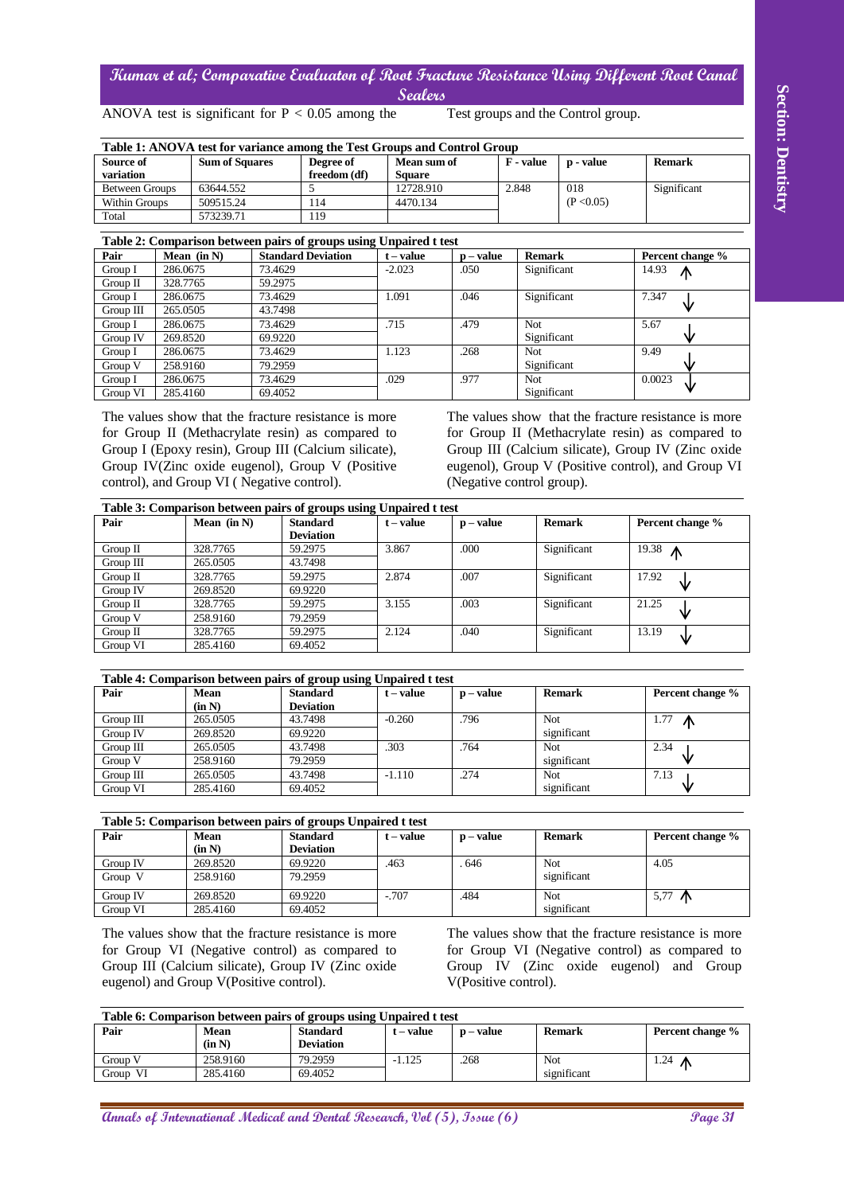ANOVA test is significant for P < 0.05 among the Test groups and the Control group.

**Table 1: ANOVA test for variance among the Test Groups and Control Group**

| Source of variation | Sum of Squares | Degree of freedom (df) | Mean sum of Square | F - value | p - value | Remark |
|---|---|---|---|---|---|---|
| Between Groups | 63644.552 | 5 | 12728.910 | 2.848 | 018 (P <0.05) | Significant |
| Within Groups | 509515.24 | 114 | 4470.134 | | | |
| Total | 573239.71 | 119 | | | | |

**Table 2: Comparison between pairs of groups using Unpaired t test**

| Pair | Mean (in N) | Standard Deviation | t – value | p – value | Remark | Percent change % |
|---|---|---|---|---|---|---|
| Group I | 286.0675 | 73.4629 | -2.023 | .050 | Significant | 14.93 ↑ |
| Group II | 328.7765 | 59.2975 | | | | |
| Group I | 286.0675 | 73.4629 | 1.091 | .046 | Significant | 7.347 ↓ |
| Group III | 265.0505 | 43.7498 | | | | |
| Group I | 286.0675 | 73.4629 | .715 | .479 | Not Significant | 5.67 ↓ |
| Group IV | 269.8520 | 69.9220 | | | | |
| Group I | 286.0675 | 73.4629 | 1.123 | .268 | Not Significant | 9.49 ↓ |
| Group V | 258.9160 | 79.2959 | | | | |
| Group I | 286.0675 | 73.4629 | .029 | .977 | Not Significant | 0.0023 ↓ |
| Group VI | 285.4160 | 69.4052 | | | | |

The values show that the fracture resistance is more for Group II (Methacrylate resin) as compared to Group I (Epoxy resin), Group III (Calcium silicate), Group IV(Zinc oxide eugenol), Group V (Positive control), and Group VI ( Negative control).

The values show that the fracture resistance is more for Group II (Methacrylate resin) as compared to Group III (Calcium silicate), Group IV (Zinc oxide eugenol), Group V (Positive control), and Group VI (Negative control group).

**Table 3: Comparison between pairs of groups using Unpaired t test**

| Pair | Mean (in N) | Standard Deviation | t – value | p – value | Remark | Percent change % |
|---|---|---|---|---|---|---|
| Group II | 328.7765 | 59.2975 | 3.867 | .000 | Significant | 19.38 ↑ |
| Group III | 265.0505 | 43.7498 | | | | |
| Group II | 328.7765 | 59.2975 | 2.874 | .007 | Significant | 17.92 ↓ |
| Group IV | 269.8520 | 69.9220 | | | | |
| Group II | 328.7765 | 59.2975 | 3.155 | .003 | Significant | 21.25 ↓ |
| Group V | 258.9160 | 79.2959 | | | | |
| Group II | 328.7765 | 59.2975 | 2.124 | .040 | Significant | 13.19 ↓ |
| Group VI | 285.4160 | 69.4052 | | | | |

**Table 4: Comparison between pairs of group using Unpaired t test**

| Pair | Mean (in N) | Standard Deviation | t – value | p – value | Remark | Percent change % |
|---|---|---|---|---|---|---|
| Group III | 265.0505 | 43.7498 | -0.260 | .796 | Not significant | 1.77 ↑ |
| Group IV | 269.8520 | 69.9220 | | | | |
| Group III | 265.0505 | 43.7498 | .303 | .764 | Not significant | 2.34 ↓ |
| Group V | 258.9160 | 79.2959 | | | | |
| Group III | 265.0505 | 43.7498 | -1.110 | .274 | Not significant | 7.13 ↓ |
| Group VI | 285.4160 | 69.4052 | | | | |

**Table 5: Comparison between pairs of groups Unpaired t test**

| Pair | Mean (in N) | Standard Deviation | t – value | p – value | Remark | Percent change % |
|---|---|---|---|---|---|---|
| Group IV | 269.8520 | 69.9220 | .463 | . 646 | Not significant | 4.05 |
| Group V | 258.9160 | 79.2959 | | | | |
| Group IV | 269.8520 | 69.9220 | -.707 | .484 | Not significant | 5,77 ↑ |
| Group VI | 285.4160 | 69.4052 | | | | |

The values show that the fracture resistance is more for Group VI (Negative control) as compared to Group III (Calcium silicate), Group IV (Zinc oxide eugenol) and Group V(Positive control).

The values show that the fracture resistance is more for Group VI (Negative control) as compared to Group IV (Zinc oxide eugenol) and Group V(Positive control).

**Table 6: Comparison between pairs of groups using Unpaired t test**

| Pair | Mean (in N) | Standard Deviation | t – value | p – value | Remark | Percent change % |
|---|---|---|---|---|---|---|
| Group V | 258.9160 | 79.2959 | -1.125 | .268 | Not significant | 1.24 ↑ |
| Group VI | 285.4160 | 69.4052 | | | | |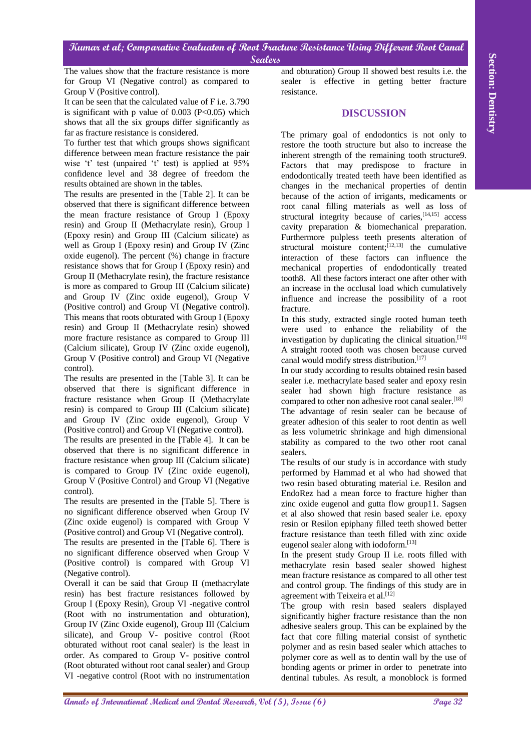The values show that the fracture resistance is more for Group VI (Negative control) as compared to Group V (Positive control).

It can be seen that the calculated value of F i.e. 3.790 is significant with p value of 0.003 ($P<0.05$) which shows that all the six groups differ significantly as far as fracture resistance is considered.

To further test that which groups shows significant difference between mean fracture resistance the pair wise 't' test (unpaired 't' test) is applied at 95% confidence level and 38 degree of freedom the results obtained are shown in the tables.

The results are presented in the [Table 2]. It can be observed that there is significant difference between the mean fracture resistance of Group I (Epoxy resin) and Group II (Methacrylate resin), Group I (Epoxy resin) and Group III (Calcium silicate) as well as Group I (Epoxy resin) and Group IV (Zinc oxide eugenol). The percent (%) change in fracture resistance shows that for Group I (Epoxy resin) and Group II (Methacrylate resin), the fracture resistance is more as compared to Group III (Calcium silicate) and Group IV (Zinc oxide eugenol), Group V (Positive control) and Group VI (Negative control). This means that roots obturated with Group I (Epoxy resin) and Group II (Methacrylate resin) showed more fracture resistance as compared to Group III (Calcium silicate), Group IV (Zinc oxide eugenol), Group V (Positive control) and Group VI (Negative control).

The results are presented in the [Table 3]. It can be observed that there is significant difference in fracture resistance when Group II (Methacrylate resin) is compared to Group III (Calcium silicate) and Group IV (Zinc oxide eugenol), Group V (Positive control) and Group VI (Negative control).

The results are presented in the [Table 4]. It can be observed that there is no significant difference in fracture resistance when group III (Calcium silicate) is compared to Group IV (Zinc oxide eugenol), Group V (Positive Control) and Group VI (Negative control).

The results are presented in the [Table 5]. There is no significant difference observed when Group IV (Zinc oxide eugenol) is compared with Group V (Positive control) and Group VI (Negative control).

The results are presented in the [Table 6]. There is no significant difference observed when Group V (Positive control) is compared with Group VI (Negative control).

Overall it can be said that Group II (methacrylate resin) has best fracture resistances followed by Group I (Epoxy Resin), Group VI -negative control (Root with no instrumentation and obturation), Group IV (Zinc Oxide eugenol), Group III (Calcium silicate), and Group V- positive control (Root obturated without root canal sealer) is the least in order. As compared to Group V- positive control (Root obturated without root canal sealer) and Group VI -negative control (Root with no instrumentation and obturation) Group II showed best results i.e. the sealer is effective in getting better fracture resistance.

## DISCUSSION

The primary goal of endodontics is not only to restore the tooth structure but also to increase the inherent strength of the remaining tooth structure9. Factors that may predispose to fracture in endodontically treated teeth have been identified as changes in the mechanical properties of dentin because of the action of irrigants, medicaments or root canal filling materials as well as loss of structural integrity because of caries,[14,15] access cavity preparation & biomechanical preparation. Furthermore pulpless teeth presents alteration of structural moisture content;[12,13] the cumulative interaction of these factors can influence the mechanical properties of endodontically treated tooth8. All these factors interact one after other with an increase in the occlusal load which cumulatively influence and increase the possibility of a root fracture.

In this study, extracted single rooted human teeth were used to enhance the reliability of the investigation by duplicating the clinical situation.[16] A straight rooted tooth was chosen because curved canal would modify stress distribution.[17]

In our study according to results obtained resin based sealer i.e. methacrylate based sealer and epoxy resin sealer had shown high fracture resistance as compared to other non adhesive root canal sealer.[18]

The advantage of resin sealer can be because of greater adhesion of this sealer to root dentin as well as less volumetric shrinkage and high dimensional stability as compared to the two other root canal sealers.

The results of our study is in accordance with study performed by Hammad et al who had showed that two resin based obturating material i.e. Resilon and EndoRez had a mean force to fracture higher than zinc oxide eugenol and gutta flow group11. Sagsen et al also showed that resin based sealer i.e. epoxy resin or Resilon epiphany filled teeth showed better fracture resistance than teeth filled with zinc oxide eugenol sealer along with iodoform.[13]

In the present study Group II i.e. roots filled with methacrylate resin based sealer showed highest mean fracture resistance as compared to all other test and control group. The findings of this study are in agreement with Teixeira et al.[12]

The group with resin based sealers displayed significantly higher fracture resistance than the non adhesive sealers group. This can be explained by the fact that core filling material consist of synthetic polymer and as resin based sealer which attaches to polymer core as well as to dentin wall by the use of bonding agents or primer in order to penetrate into dentinal tubules. As result, a monoblock is formed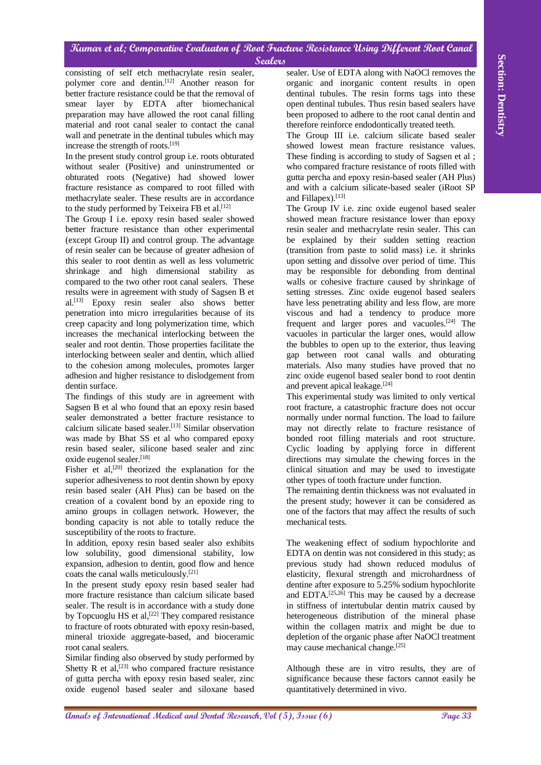consisting of self etch methacrylate resin sealer, polymer core and dentin.[12] Another reason for better fracture resistance could be that the removal of smear layer by EDTA after biomechanical preparation may have allowed the root canal filling material and root canal sealer to contact the canal wall and penetrate in the dentinal tubules which may increase the strength of roots.[19]

In the present study control group i.e. roots obturated without sealer (Positive) and uninstrumented or obturated roots (Negative) had showed lower fracture resistance as compared to root filled with methacrylate sealer. These results are in accordance to the study performed by Teixeira FB et al.[12]

The Group I i.e. epoxy resin based sealer showed better fracture resistance than other experimental (except Group II) and control group. The advantage of resin sealer can be because of greater adhesion of this sealer to root dentin as well as less volumetric shrinkage and high dimensional stability as compared to the two other root canal sealers. These results were in agreement with study of Sagsen B et al.[13] Epoxy resin sealer also shows better penetration into micro irregularities because of its creep capacity and long polymerization time, which increases the mechanical interlocking between the sealer and root dentin. Those properties facilitate the interlocking between sealer and dentin, which allied to the cohesion among molecules, promotes larger adhesion and higher resistance to dislodgement from dentin surface.

The findings of this study are in agreement with Sagsen B et al who found that an epoxy resin based sealer demonstrated a better fracture resistance to calcium silicate based sealer.[13] Similar observation was made by Bhat SS et al who compared epoxy resin based sealer, silicone based sealer and zinc oxide eugenol sealer.[18]

Fisher et al,[20] theorized the explanation for the superior adhesiveness to root dentin shown by epoxy resin based sealer (AH Plus) can be based on the creation of a covalent bond by an epoxide ring to amino groups in collagen network. However, the bonding capacity is not able to totally reduce the susceptibility of the roots to fracture.

In addition, epoxy resin based sealer also exhibits low solubility, good dimensional stability, low expansion, adhesion to dentin, good flow and hence coats the canal walls meticulously.[21]

In the present study epoxy resin based sealer had more fracture resistance than calcium silicate based sealer. The result is in accordance with a study done by Topcuoglu HS et al,[22] They compared resistance to fracture of roots obturated with epoxy resin-based, mineral trioxide aggregate-based, and bioceramic root canal sealers.

Similar finding also observed by study performed by Shetty R et al,[23] who compared fracture resistance of gutta percha with epoxy resin based sealer, zinc oxide eugenol based sealer and siloxane based sealer. Use of EDTA along with NaOCl removes the organic and inorganic content results in open dentinal tubules. The resin forms tags into these open dentinal tubules. Thus resin based sealers have been proposed to adhere to the root canal dentin and therefore reinforce endodontically treated teeth.

The Group III i.e. calcium silicate based sealer showed lowest mean fracture resistance values. These finding is according to study of Sagsen et al ; who compared fracture resistance of roots filled with gutta percha and epoxy resin-based sealer (AH Plus) and with a calcium silicate-based sealer (iRoot SP and Fillapex).[13]

The Group IV i.e. zinc oxide eugenol based sealer showed mean fracture resistance lower than epoxy resin sealer and methacrylate resin sealer. This can be explained by their sudden setting reaction (transition from paste to solid mass) i.e. it shrinks upon setting and dissolve over period of time. This may be responsible for debonding from dentinal walls or cohesive fracture caused by shrinkage of setting stresses. Zinc oxide eugenol based sealers have less penetrating ability and less flow, are more viscous and had a tendency to produce more frequent and larger pores and vacuoles.[24] The vacuoles in particular the larger ones, would allow the bubbles to open up to the exterior, thus leaving gap between root canal walls and obturating materials. Also many studies have proved that no zinc oxide eugenol based sealer bond to root dentin and prevent apical leakage.[24]

This experimental study was limited to only vertical root fracture, a catastrophic fracture does not occur normally under normal function. The load to failure may not directly relate to fracture resistance of bonded root filling materials and root structure. Cyclic loading by applying force in different directions may simulate the chewing forces in the clinical situation and may be used to investigate other types of tooth fracture under function.

The remaining dentin thickness was not evaluated in the present study; however it can be considered as one of the factors that may affect the results of such mechanical tests.

The weakening effect of sodium hypochlorite and EDTA on dentin was not considered in this study; as previous study had shown reduced modulus of elasticity, flexural strength and microhardness of dentine after exposure to 5.25% sodium hypochlorite and EDTA.[25,26] This may be caused by a decrease in stiffness of intertubular dentin matrix caused by heterogeneous distribution of the mineral phase within the collagen matrix and might be due to depletion of the organic phase after NaOCl treatment may cause mechanical change.[25]

Although these are in vitro results, they are of significance because these factors cannot easily be quantitatively determined in vivo.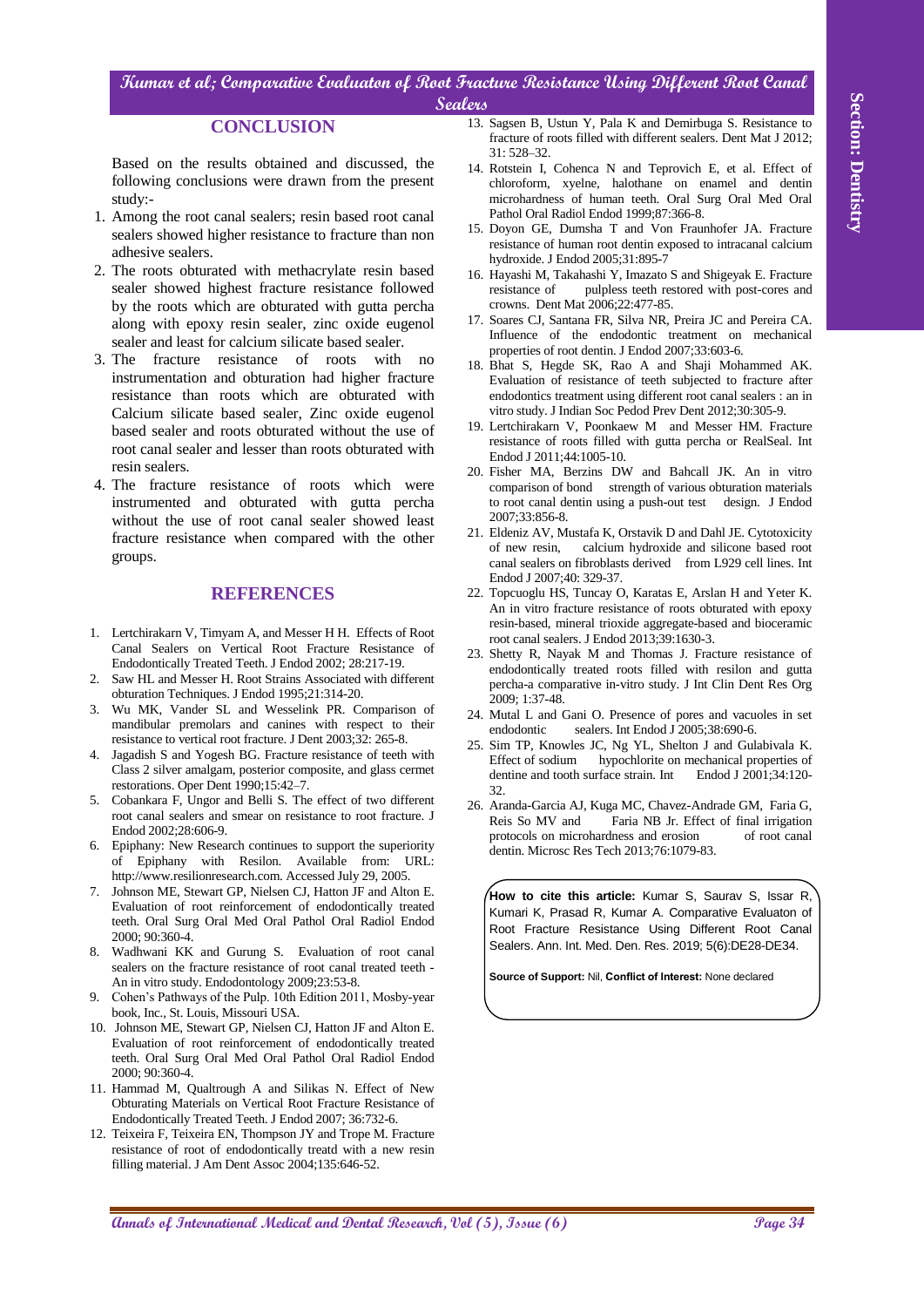## CONCLUSION

Based on the results obtained and discussed, the following conclusions were drawn from the present study:-

1. Among the root canal sealers; resin based root canal sealers showed higher resistance to fracture than non adhesive sealers.
2. The roots obturated with methacrylate resin based sealer showed highest fracture resistance followed by the roots which are obturated with gutta percha along with epoxy resin sealer, zinc oxide eugenol sealer and least for calcium silicate based sealer.
3. The fracture resistance of roots with no instrumentation and obturation had higher fracture resistance than roots which are obturated with Calcium silicate based sealer, Zinc oxide eugenol based sealer and roots obturated without the use of root canal sealer and lesser than roots obturated with resin sealers.
4. The fracture resistance of roots which were instrumented and obturated with gutta percha without the use of root canal sealer showed least fracture resistance when compared with the other groups.

## REFERENCES

1. Lertchirakarn V, Timyam A, and Messer H H. Effects of Root Canal Sealers on Vertical Root Fracture Resistance of Endodontically Treated Teeth. J Endod 2002; 28:217-19.
2. Saw HL and Messer H. Root Strains Associated with different obturation Techniques. J Endod 1995;21:314-20.
3. Wu MK, Vander SL and Wesselink PR. Comparison of mandibular premolars and canines with respect to their resistance to vertical root fracture. J Dent 2003;32: 265-8.
4. Jagadish S and Yogesh BG. Fracture resistance of teeth with Class 2 silver amalgam, posterior composite, and glass cermet restorations. Oper Dent 1990;15:42–7.
5. Cobankara F, Ungor and Belli S. The effect of two different root canal sealers and smear on resistance to root fracture. J Endod 2002;28:606-9.
6. Epiphany: New Research continues to support the superiority of Epiphany with Resilon. Available from: URL: http://www.resilionresearch.com. Accessed July 29, 2005.
7. Johnson ME, Stewart GP, Nielsen CJ, Hatton JF and Alton E. Evaluation of root reinforcement of endodontically treated teeth. Oral Surg Oral Med Oral Pathol Oral Radiol Endod 2000; 90:360-4.
8. Wadhwani KK and Gurung S. Evaluation of root canal sealers on the fracture resistance of root canal treated teeth - An in vitro study. Endodontology 2009;23:53-8.
9. Cohen's Pathways of the Pulp. 10th Edition 2011, Mosby-year book, Inc., St. Louis, Missouri USA.
10. Johnson ME, Stewart GP, Nielsen CJ, Hatton JF and Alton E. Evaluation of root reinforcement of endodontically treated teeth. Oral Surg Oral Med Oral Pathol Oral Radiol Endod 2000; 90:360-4.
11. Hammad M, Qualtrough A and Silikas N. Effect of New Obturating Materials on Vertical Root Fracture Resistance of Endodontically Treated Teeth. J Endod 2007; 36:732-6.
12. Teixeira F, Teixeira EN, Thompson JY and Trope M. Fracture resistance of root of endodontically treatd with a new resin filling material. J Am Dent Assoc 2004;135:646-52.
13. Sagsen B, Ustun Y, Pala K and Demirbuga S. Resistance to fracture of roots filled with different sealers. Dent Mat J 2012; 31: 528–32.
14. Rotstein I, Cohenca N and Teprovich E, et al. Effect of chloroform, xyelne, halothane on enamel and dentin microhardness of human teeth. Oral Surg Oral Med Oral Pathol Oral Radiol Endod 1999;87:366-8.
15. Doyon GE, Dumsha T and Von Fraunhofer JA. Fracture resistance of human root dentin exposed to intracanal calcium hydroxide. J Endod 2005;31:895-7
16. Hayashi M, Takahashi Y, Imazato S and Shigeyak E. Fracture resistance of pulpless teeth restored with post-cores and crowns. Dent Mat 2006;22:477-85.
17. Soares CJ, Santana FR, Silva NR, Preira JC and Pereira CA. Influence of the endodontic treatment on mechanical properties of root dentin. J Endod 2007;33:603-6.
18. Bhat S, Hegde SK, Rao A and Shaji Mohammed AK. Evaluation of resistance of teeth subjected to fracture after endodontics treatment using different root canal sealers : an in vitro study. J Indian Soc Pedod Prev Dent 2012;30:305-9.
19. Lertchirakarn V, Poonkaew M and Messer HM. Fracture resistance of roots filled with gutta percha or RealSeal. Int Endod J 2011;44:1005-10.
20. Fisher MA, Berzins DW and Bahcall JK. An in vitro comparison of bond strength of various obturation materials to root canal dentin using a push-out test design. J Endod 2007;33:856-8.
21. Eldeniz AV, Mustafa K, Orstavik D and Dahl JE. Cytotoxicity of new resin, calcium hydroxide and silicone based root canal sealers on fibroblasts derived from L929 cell lines. Int Endod J 2007;40: 329-37.
22. Topcuoglu HS, Tuncay O, Karatas E, Arslan H and Yeter K. An in vitro fracture resistance of roots obturated with epoxy resin-based, mineral trioxide aggregate-based and bioceramic root canal sealers. J Endod 2013;39:1630-3.
23. Shetty R, Nayak M and Thomas J. Fracture resistance of endodontically treated roots filled with resilon and gutta percha-a comparative in-vitro study. J Int Clin Dent Res Org 2009; 1:37-48.
24. Mutal L and Gani O. Presence of pores and vacuoles in set endodontic sealers. Int Endod J 2005;38:690-6.
25. Sim TP, Knowles JC, Ng YL, Shelton J and Gulabivala K. Effect of sodium hypochlorite on mechanical properties of dentine and tooth surface strain. Int Endod J 2001;34:120-32.
26. Aranda-Garcia AJ, Kuga MC, Chavez-Andrade GM, Faria G, Reis So MV and Faria NB Jr. Effect of final irrigation protocols on microhardness and erosion of root canal dentin. Microsc Res Tech 2013;76:1079-83.

**How to cite this article:** Kumar S, Saurav S, Issar R, Kumari K, Prasad R, Kumar A. Comparative Evaluaton of Root Fracture Resistance Using Different Root Canal Sealers. Ann. Int. Med. Den. Res. 2019; 5(6):DE28-DE34.

**Source of Support:** Nil, **Conflict of Interest:** None declared